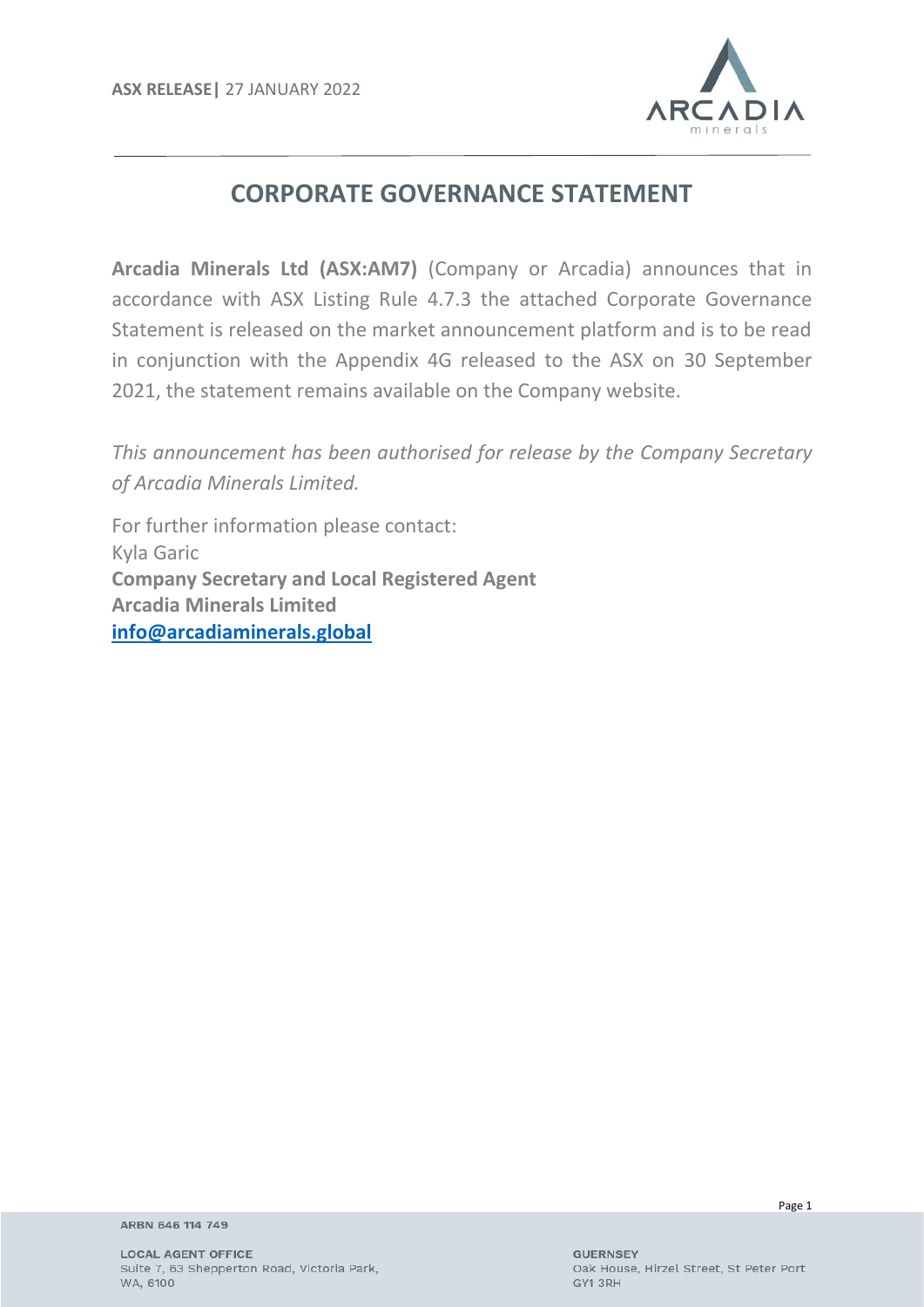**ASX RELEASE|** 27 JANUARY 2022

# CORPORATE GOVERNANCE STATEMENT

**Arcadia Minerals Ltd (ASX:AM7)** (Company or Arcadia) announces that in accordance with ASX Listing Rule 4.7.3 the attached Corporate Governance Statement is released on the market announcement platform and is to be read in conjunction with the Appendix 4G released to the ASX on 30 September 2021, the statement remains available on the Company website.

*This announcement has been authorised for release by the Company Secretary of Arcadia Minerals Limited.*

For further information please contact:
Kyla Garic
**Company Secretary and Local Registered Agent**
**Arcadia Minerals Limited**
**info@arcadiaminerals.global**

ARBN 646 114 749

LOCAL AGENT OFFICE
Suite 7, 63 Shepperton Road, Victoria Park,
WA, 6100

GUERNSEY
Oak House, Hirzel Street, St Peter Port
GY1 3RH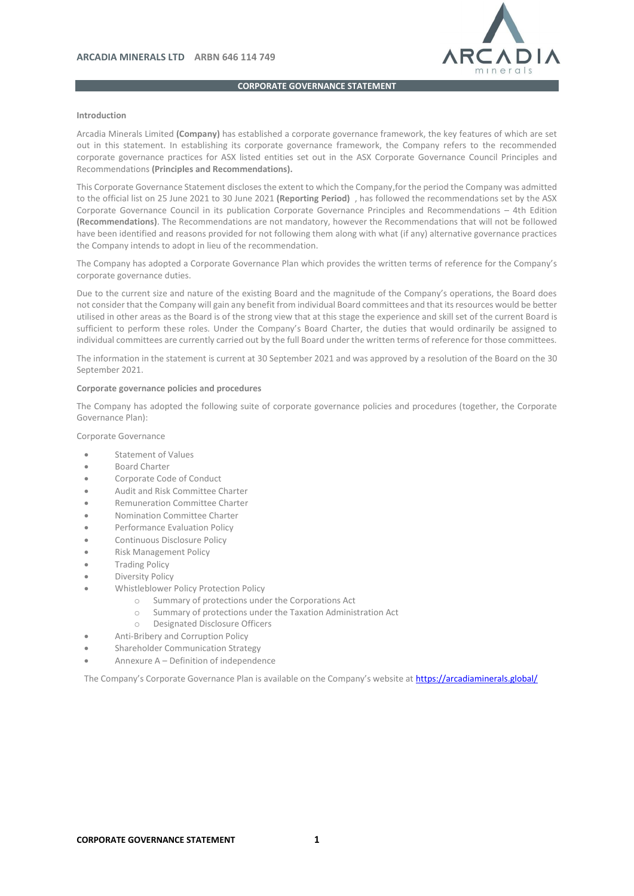**ARCADIA MINERALS LTD ARBN 646 114 749**

**CORPORATE GOVERNANCE STATEMENT**

**Introduction**

Arcadia Minerals Limited **(Company)** has established a corporate governance framework, the key features of which are set out in this statement. In establishing its corporate governance framework, the Company refers to the recommended corporate governance practices for ASX listed entities set out in the ASX Corporate Governance Council Principles and Recommendations **(Principles and Recommendations).**

This Corporate Governance Statement discloses the extent to which the Company,for the period the Company was admitted to the official list on 25 June 2021 to 30 June 2021 **(Reporting Period)** , has followed the recommendations set by the ASX Corporate Governance Council in its publication Corporate Governance Principles and Recommendations – 4th Edition **(Recommendations)**. The Recommendations are not mandatory, however the Recommendations that will not be followed have been identified and reasons provided for not following them along with what (if any) alternative governance practices the Company intends to adopt in lieu of the recommendation.

The Company has adopted a Corporate Governance Plan which provides the written terms of reference for the Company's corporate governance duties.

Due to the current size and nature of the existing Board and the magnitude of the Company's operations, the Board does not consider that the Company will gain any benefit from individual Board committees and that its resources would be better utilised in other areas as the Board is of the strong view that at this stage the experience and skill set of the current Board is sufficient to perform these roles. Under the Company's Board Charter, the duties that would ordinarily be assigned to individual committees are currently carried out by the full Board under the written terms of reference for those committees.

The information in the statement is current at 30 September 2021 and was approved by a resolution of the Board on the 30 September 2021.

**Corporate governance policies and procedures**

The Company has adopted the following suite of corporate governance policies and procedures (together, the Corporate Governance Plan):

Corporate Governance

- Statement of Values
- Board Charter
- Corporate Code of Conduct
- Audit and Risk Committee Charter
- Remuneration Committee Charter
- Nomination Committee Charter
- Performance Evaluation Policy
- Continuous Disclosure Policy
- Risk Management Policy
- Trading Policy
- Diversity Policy
- Whistleblower Policy Protection Policy
    - Summary of protections under the Corporations Act
    - Summary of protections under the Taxation Administration Act
    - Designated Disclosure Officers
- Anti-Bribery and Corruption Policy
- Shareholder Communication Strategy
- Annexure A – Definition of independence

The Company's Corporate Governance Plan is available on the Company's website at https://arcadiaminerals.global/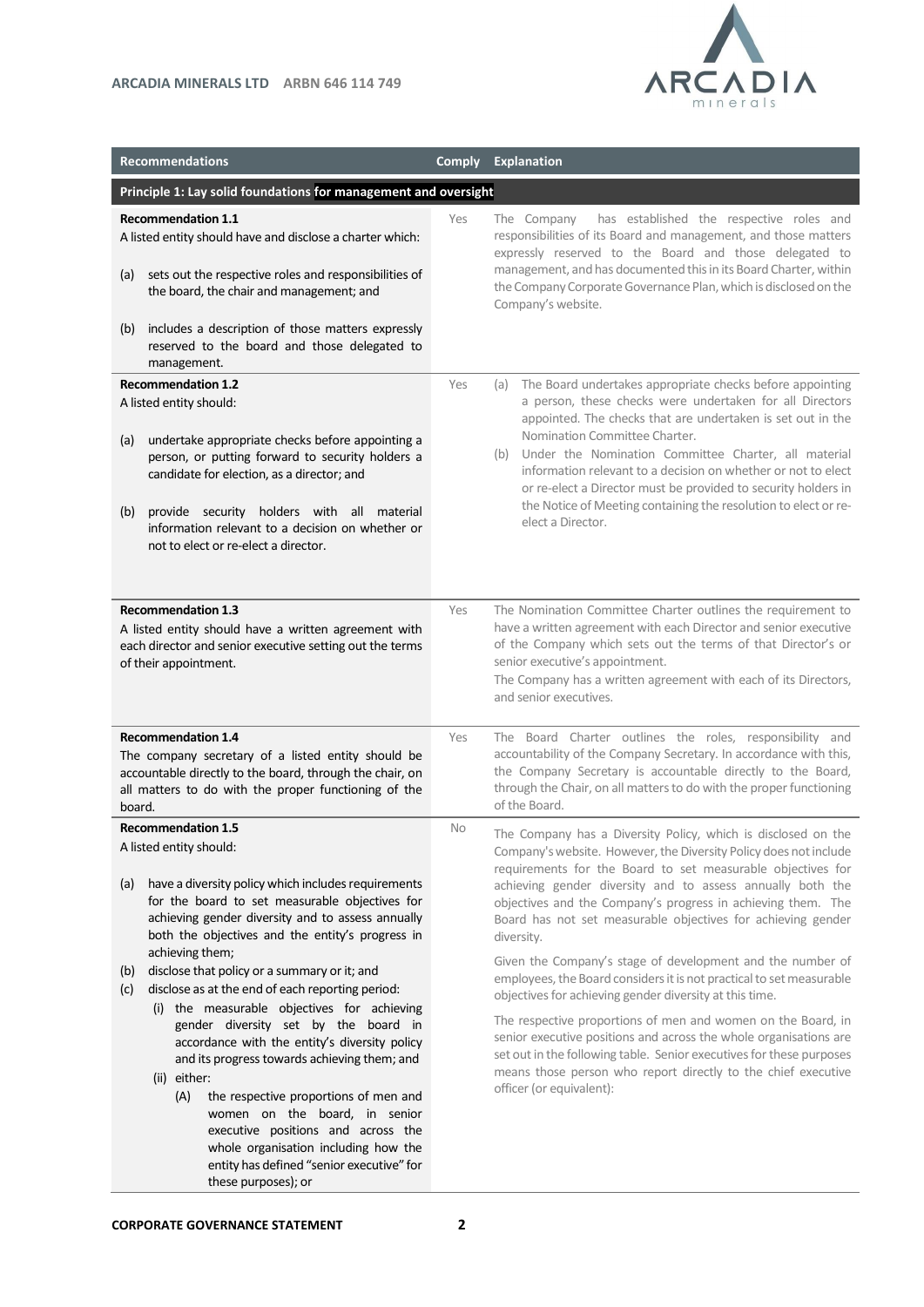ARCADIA MINERALS LTD ARBN 646 114 749

| Recommendations | Comply | Explanation |
|---|---|---|
| **Principle 1: Lay solid foundations for management and oversight** | | |
| **Recommendation 1.1**<br>A listed entity should have and disclose a charter which:<br>(a) sets out the respective roles and responsibilities of the board, the chair and management; and<br>(b) includes a description of those matters expressly reserved to the board and those delegated to management. | Yes | The Company has established the respective roles and responsibilities of its Board and management, and those matters expressly reserved to the Board and those delegated to management, and has documented this in its Board Charter, within the Company Corporate Governance Plan, which is disclosed on the Company's website. |
| **Recommendation 1.2**<br>A listed entity should:<br>(a) undertake appropriate checks before appointing a person, or putting forward to security holders a candidate for election, as a director; and<br>(b) provide security holders with all material information relevant to a decision on whether or not to elect or re-elect a director. | Yes | (a) The Board undertakes appropriate checks before appointing a person, these checks were undertaken for all Directors appointed. The checks that are undertaken is set out in the Nomination Committee Charter.<br>(b) Under the Nomination Committee Charter, all material information relevant to a decision on whether or not to elect or re-elect a Director must be provided to security holders in the Notice of Meeting containing the resolution to elect or re-elect a Director. |
| **Recommendation 1.3**<br>A listed entity should have a written agreement with each director and senior executive setting out the terms of their appointment. | Yes | The Nomination Committee Charter outlines the requirement to have a written agreement with each Director and senior executive of the Company which sets out the terms of that Director's or senior executive's appointment.<br>The Company has a written agreement with each of its Directors, and senior executives. |
| **Recommendation 1.4**<br>The company secretary of a listed entity should be accountable directly to the board, through the chair, on all matters to do with the proper functioning of the board. | Yes | The Board Charter outlines the roles, responsibility and accountability of the Company Secretary. In accordance with this, the Company Secretary is accountable directly to the Board, through the Chair, on all matters to do with the proper functioning of the Board. |
| **Recommendation 1.5**<br>A listed entity should:<br>(a) have a diversity policy which includes requirements for the board to set measurable objectives for achieving gender diversity and to assess annually both the objectives and the entity's progress in achieving them;<br>(b) disclose that policy or a summary or it; and<br>(c) disclose as at the end of each reporting period:<br>(i) the measurable objectives for achieving gender diversity set by the board in accordance with the entity's diversity policy and its progress towards achieving them; and<br>(ii) either:<br>(A) the respective proportions of men and women on the board, in senior executive positions and across the whole organisation including how the entity has defined "senior executive" for these purposes); or | No | The Company has a Diversity Policy, which is disclosed on the Company's website. However, the Diversity Policy does not include requirements for the Board to set measurable objectives for achieving gender diversity and to assess annually both the objectives and the Company's progress in achieving them. The Board has not set measurable objectives for achieving gender diversity.<br>Given the Company's stage of development and the number of employees, the Board considers it is not practical to set measurable objectives for achieving gender diversity at this time.<br>The respective proportions of men and women on the Board, in senior executive positions and across the whole organisations are set out in the following table. Senior executives for these purposes means those person who report directly to the chief executive officer (or equivalent): |

CORPORATE GOVERNANCE STATEMENT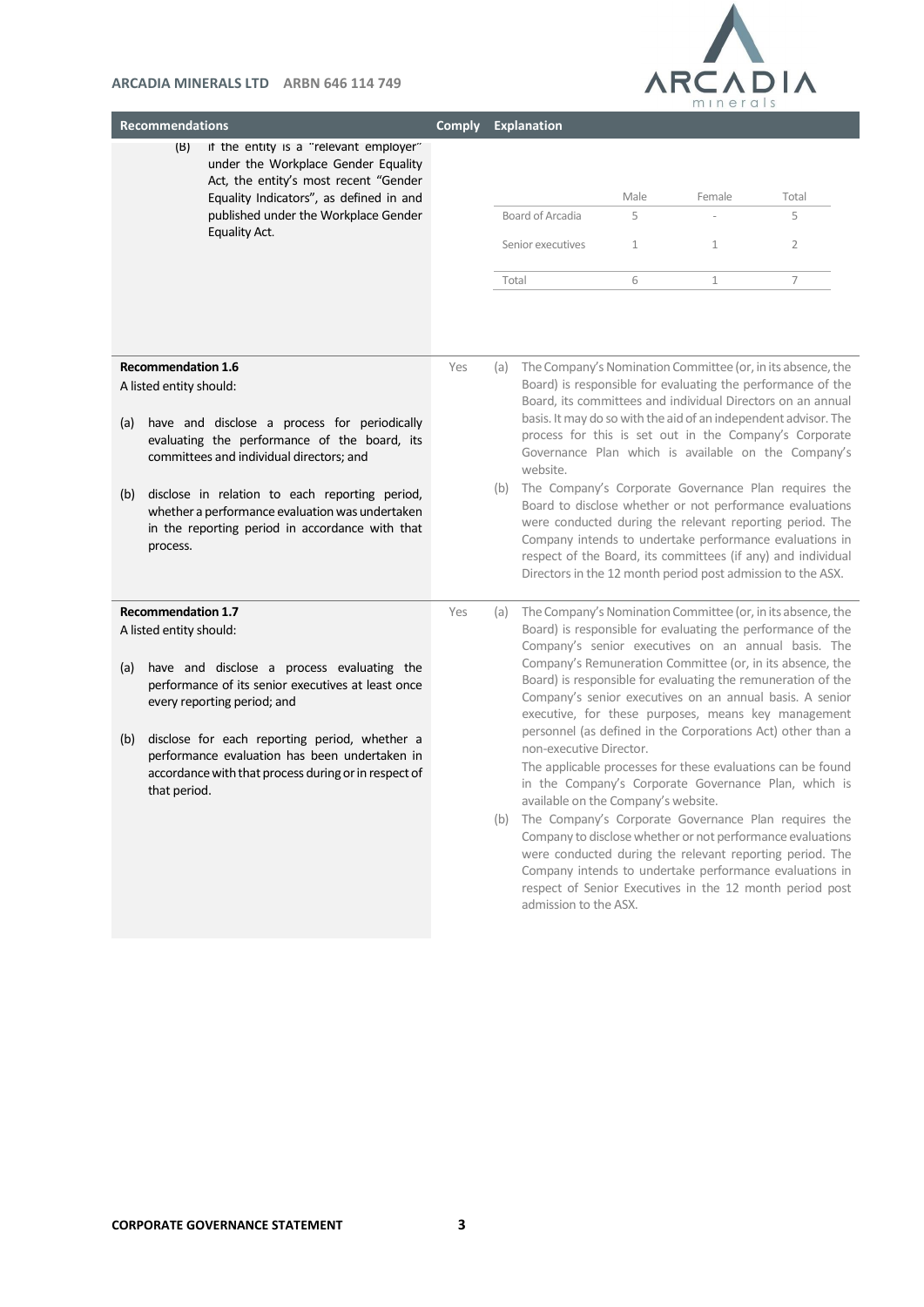| Recommendations | Comply | Explanation |
|---|---|---|
| (B) if the entity is a "relevant employer" under the Workplace Gender Equality Act, the entity's most recent "Gender Equality Indicators", as defined in and published under the Workplace Gender Equality Act. | | *(see gender table below)* |
| **Recommendation 1.6**<br>A listed entity should:<br>(a) have and disclose a process for periodically evaluating the performance of the board, its committees and individual directors; and<br>(b) disclose in relation to each reporting period, whether a performance evaluation was undertaken in the reporting period in accordance with that process. | Yes | (a) The Company's Nomination Committee (or, in its absence, the Board) is responsible for evaluating the performance of the Board, its committees and individual Directors on an annual basis. It may do so with the aid of an independent advisor. The process for this is set out in the Company's Corporate Governance Plan which is available on the Company's website.<br>(b) The Company's Corporate Governance Plan requires the Board to disclose whether or not performance evaluations were conducted during the relevant reporting period. The Company intends to undertake performance evaluations in respect of the Board, its committees (if any) and individual Directors in the 12 month period post admission to the ASX. |
| **Recommendation 1.7**<br>A listed entity should:<br>(a) have and disclose a process evaluating the performance of its senior executives at least once every reporting period; and<br>(b) disclose for each reporting period, whether a performance evaluation has been undertaken in accordance with that process during or in respect of that period. | Yes | (a) The Company's Nomination Committee (or, in its absence, the Board) is responsible for evaluating the performance of the Company's senior executives on an annual basis. The Company's Remuneration Committee (or, in its absence, the Board) is responsible for evaluating the remuneration of the Company's senior executives on an annual basis. A senior executive, for these purposes, means key management personnel (as defined in the Corporations Act) other than a non-executive Director.<br>The applicable processes for these evaluations can be found in the Company's Corporate Governance Plan, which is available on the Company's website.<br>(b) The Company's Corporate Governance Plan requires the Company to disclose whether or not performance evaluations were conducted during the relevant reporting period. The Company intends to undertake performance evaluations in respect of Senior Executives in the 12 month period post admission to the ASX. |

| | Male | Female | Total |
|---|---|---|---|
| Board of Arcadia | 5 | - | 5 |
| Senior executives | 1 | 1 | 2 |
| Total | 6 | 1 | 7 |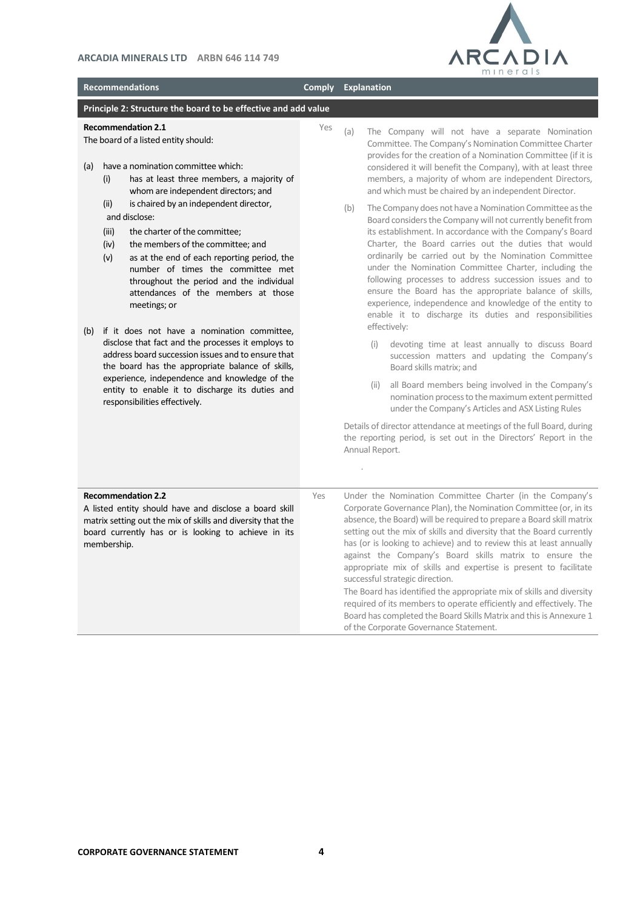| Recommendations | Comply | Explanation |
|---|---|---|
| **Principle 2: Structure the board to be effective and add value** | | |
| **Recommendation 2.1**<br>The board of a listed entity should:<br>(a) have a nomination committee which:<br>(i) has at least three members, a majority of whom are independent directors; and<br>(ii) is chaired by an independent director,<br>and disclose:<br>(iii) the charter of the committee;<br>(iv) the members of the committee; and<br>(v) as at the end of each reporting period, the number of times the committee met throughout the period and the individual attendances of the members at those meetings; or<br>(b) if it does not have a nomination committee, disclose that fact and the processes it employs to address board succession issues and to ensure that the board has the appropriate balance of skills, experience, independence and knowledge of the entity to enable it to discharge its duties and responsibilities effectively. | Yes | (a) The Company will not have a separate Nomination Committee. The Company's Nomination Committee Charter provides for the creation of a Nomination Committee (if it is considered it will benefit the Company), with at least three members, a majority of whom are independent Directors, and which must be chaired by an independent Director.<br>(b) The Company does not have a Nomination Committee as the Board considers the Company will not currently benefit from its establishment. In accordance with the Company's Board Charter, the Board carries out the duties that would ordinarily be carried out by the Nomination Committee under the Nomination Committee Charter, including the following processes to address succession issues and to ensure the Board has the appropriate balance of skills, experience, independence and knowledge of the entity to enable it to discharge its duties and responsibilities effectively:<br>(i) devoting time at least annually to discuss Board succession matters and updating the Company's Board skills matrix; and<br>(ii) all Board members being involved in the Company's nomination process to the maximum extent permitted under the Company's Articles and ASX Listing Rules<br>Details of director attendance at meetings of the full Board, during the reporting period, is set out in the Directors' Report in the Annual Report.<br>. |
| **Recommendation 2.2**<br>A listed entity should have and disclose a board skill matrix setting out the mix of skills and diversity that the board currently has or is looking to achieve in its membership. | Yes | Under the Nomination Committee Charter (in the Company's Corporate Governance Plan), the Nomination Committee (or, in its absence, the Board) will be required to prepare a Board skill matrix setting out the mix of skills and diversity that the Board currently has (or is looking to achieve) and to review this at least annually against the Company's Board skills matrix to ensure the appropriate mix of skills and expertise is present to facilitate successful strategic direction.<br>The Board has identified the appropriate mix of skills and diversity required of its members to operate efficiently and effectively. The Board has completed the Board Skills Matrix and this is Annexure 1 of the Corporate Governance Statement. |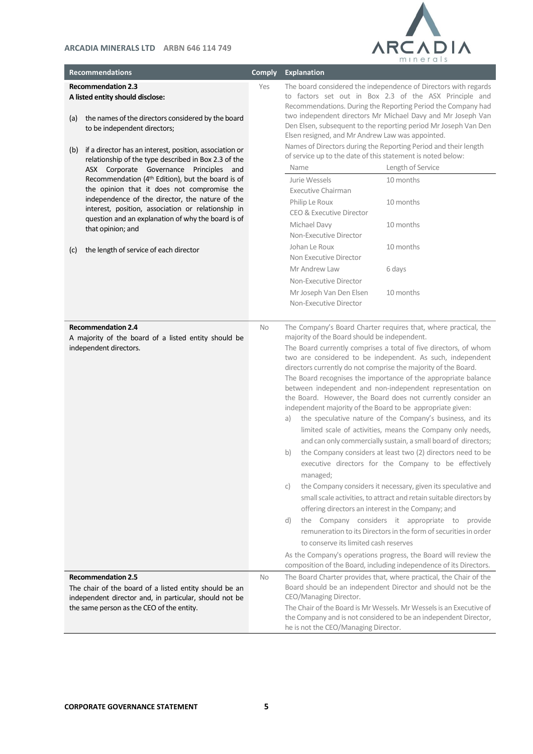| Recommendations | Comply | Explanation |
|---|---|---|
| **Recommendation 2.3**<br>**A listed entity should disclose:**<br>(a) the names of the directors considered by the board to be independent directors;<br>(b) if a director has an interest, position, association or relationship of the type described in Box 2.3 of the ASX Corporate Governance Principles and Recommendation (4th Edition), but the board is of the opinion that it does not compromise the independence of the director, the nature of the interest, position, association or relationship in question and an explanation of why the board is of that opinion; and<br>(c) the length of service of each director | Yes | The board considered the independence of Directors with regards to factors set out in Box 2.3 of the ASX Principle and Recommendations. During the Reporting Period the Company had two independent directors Mr Michael Davy and Mr Joseph Van Den Elsen, subsequent to the reporting period Mr Joseph Van Den Elsen resigned, and Mr Andrew Law was appointed.<br>Names of Directors during the Reporting Period and their length of service up to the date of this statement is noted below:<br>**Name — Length of Service**<br>Jurie Wessels, Executive Chairman — 10 months<br>Philip Le Roux, CEO & Executive Director — 10 months<br>Michael Davy, Non-Executive Director — 10 months<br>Johan Le Roux, Non Executive Director — 10 months<br>Mr Andrew Law, Non-Executive Director — 6 days<br>Mr Joseph Van Den Elsen, Non-Executive Director — 10 months |
| **Recommendation 2.4**<br>A majority of the board of a listed entity should be independent directors. | No | The Company's Board Charter requires that, where practical, the majority of the Board should be independent.<br>The Board currently comprises a total of five directors, of whom two are considered to be independent. As such, independent directors currently do not comprise the majority of the Board.<br>The Board recognises the importance of the appropriate balance between independent and non-independent representation on the Board. However, the Board does not currently consider an independent majority of the Board to be appropriate given:<br>a) the speculative nature of the Company's business, and its limited scale of activities, means the Company only needs, and can only commercially sustain, a small board of directors;<br>b) the Company considers at least two (2) directors need to be executive directors for the Company to be effectively managed;<br>c) the Company considers it necessary, given its speculative and small scale activities, to attract and retain suitable directors by offering directors an interest in the Company; and<br>d) the Company considers it appropriate to provide remuneration to its Directors in the form of securities in order to conserve its limited cash reserves<br>As the Company's operations progress, the Board will review the composition of the Board, including independence of its Directors. |
| **Recommendation 2.5**<br>The chair of the board of a listed entity should be an independent director and, in particular, should not be the same person as the CEO of the entity. | No | The Board Charter provides that, where practical, the Chair of the Board should be an independent Director and should not be the CEO/Managing Director.<br>The Chair of the Board is Mr Wessels. Mr Wessels is an Executive of the Company and is not considered to be an independent Director, he is not the CEO/Managing Director. |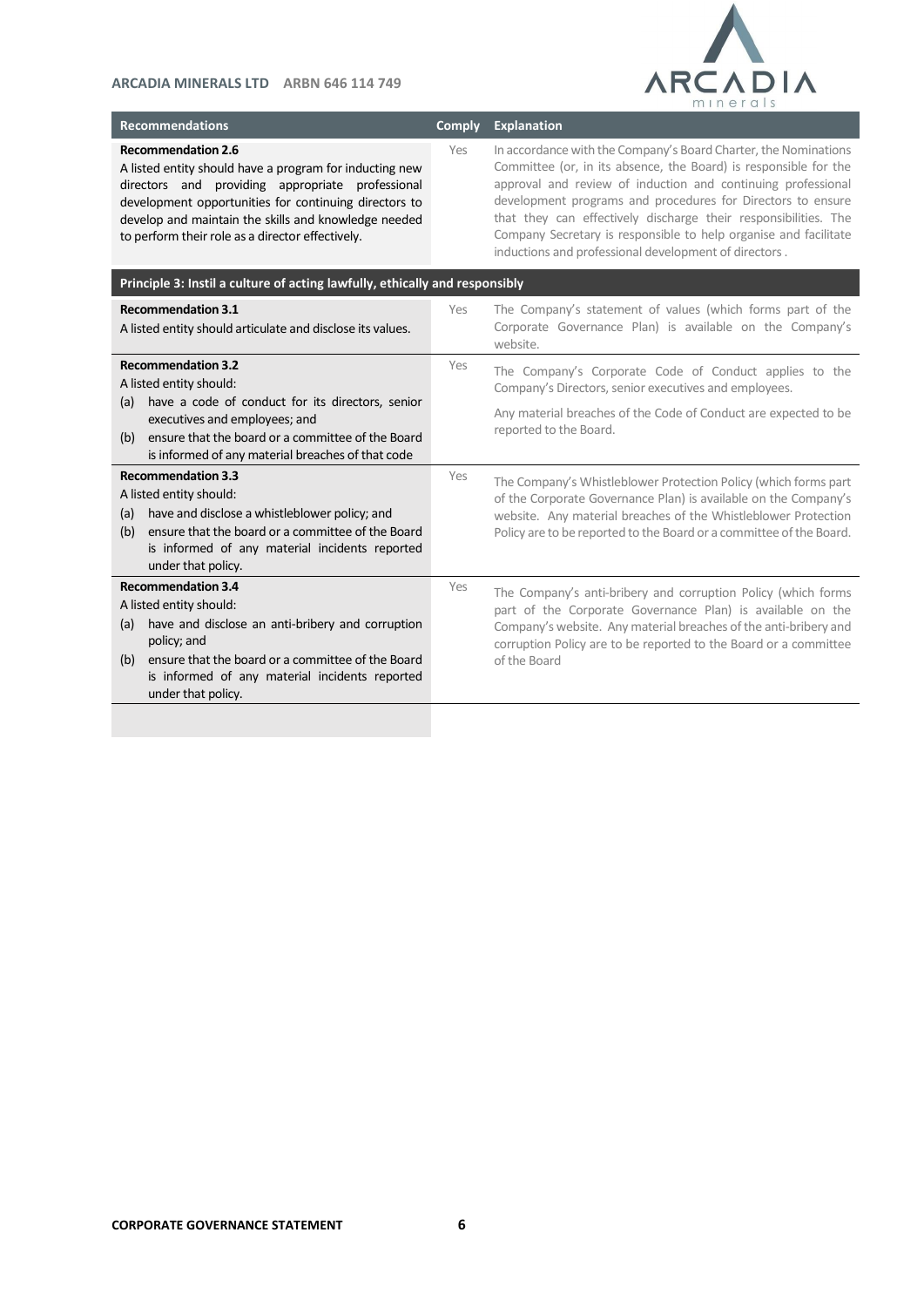| Recommendations | Comply | Explanation |
|---|---|---|
| **Recommendation 2.6**<br>A listed entity should have a program for inducting new directors and providing appropriate professional development opportunities for continuing directors to develop and maintain the skills and knowledge needed to perform their role as a director effectively. | Yes | In accordance with the Company's Board Charter, the Nominations Committee (or, in its absence, the Board) is responsible for the approval and review of induction and continuing professional development programs and procedures for Directors to ensure that they can effectively discharge their responsibilities. The Company Secretary is responsible to help organise and facilitate inductions and professional development of directors . |
| **Principle 3: Instil a culture of acting lawfully, ethically and responsibly** | | |
| **Recommendation 3.1**<br>A listed entity should articulate and disclose its values. | Yes | The Company's statement of values (which forms part of the Corporate Governance Plan) is available on the Company's website. |
| **Recommendation 3.2**<br>A listed entity should:<br>(a) have a code of conduct for its directors, senior executives and employees; and<br>(b) ensure that the board or a committee of the Board is informed of any material breaches of that code | Yes | The Company's Corporate Code of Conduct applies to the Company's Directors, senior executives and employees.<br>Any material breaches of the Code of Conduct are expected to be reported to the Board. |
| **Recommendation 3.3**<br>A listed entity should:<br>(a) have and disclose a whistleblower policy; and<br>(b) ensure that the board or a committee of the Board is informed of any material incidents reported under that policy. | Yes | The Company's Whistleblower Protection Policy (which forms part of the Corporate Governance Plan) is available on the Company's website. Any material breaches of the Whistleblower Protection Policy are to be reported to the Board or a committee of the Board. |
| **Recommendation 3.4**<br>A listed entity should:<br>(a) have and disclose an anti-bribery and corruption policy; and<br>(b) ensure that the board or a committee of the Board is informed of any material incidents reported under that policy. | Yes | The Company's anti-bribery and corruption Policy (which forms part of the Corporate Governance Plan) is available on the Company's website. Any material breaches of the anti-bribery and corruption Policy are to be reported to the Board or a committee of the Board |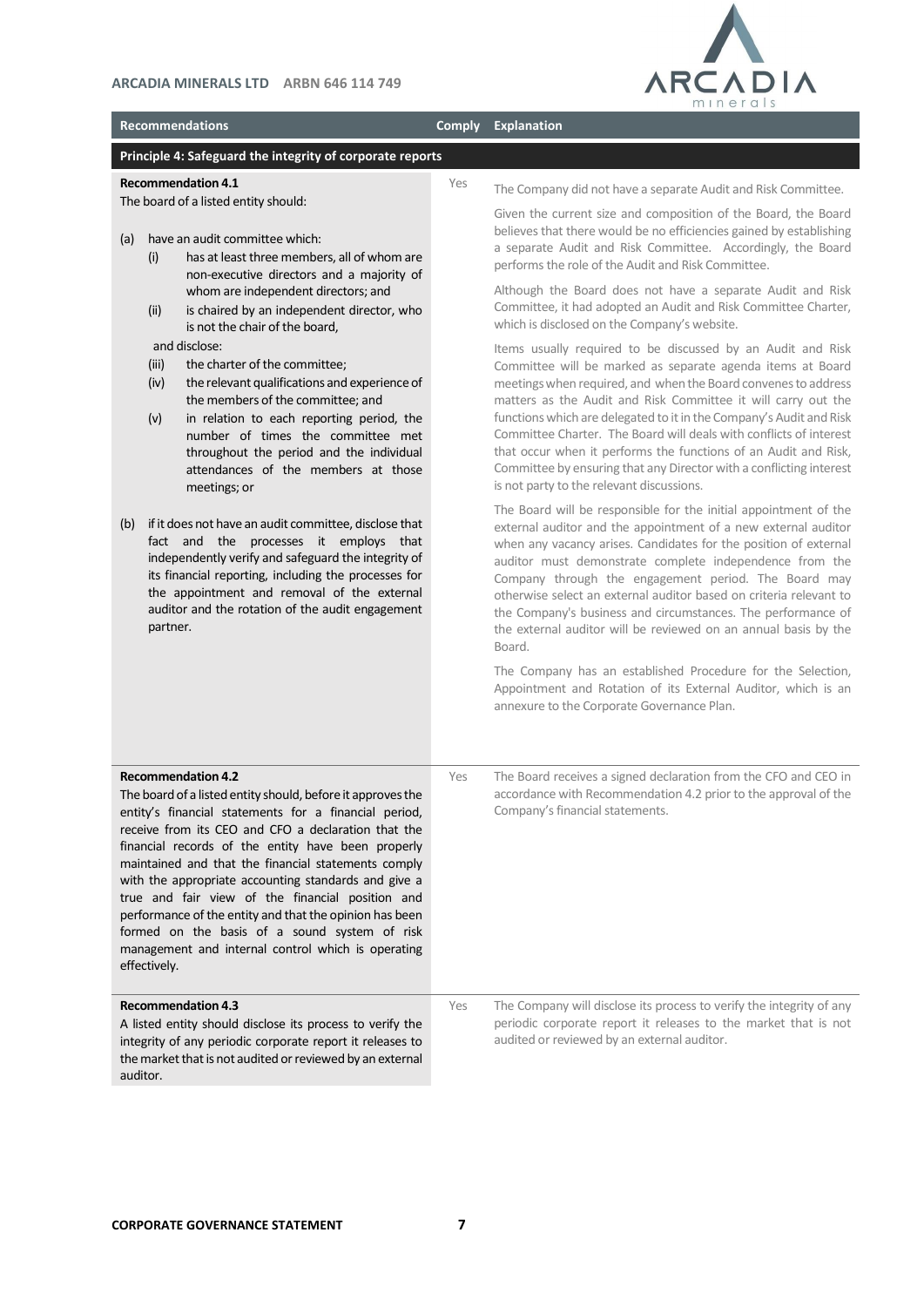| Recommendations | Comply | Explanation |
|---|---|---|
| **Principle 4: Safeguard the integrity of corporate reports** | | |
| **Recommendation 4.1**<br>The board of a listed entity should:<br>(a) have an audit committee which:<br>(i) has at least three members, all of whom are non-executive directors and a majority of whom are independent directors; and<br>(ii) is chaired by an independent director, who is not the chair of the board,<br>and disclose:<br>(iii) the charter of the committee;<br>(iv) the relevant qualifications and experience of the members of the committee; and<br>(v) in relation to each reporting period, the number of times the committee met throughout the period and the individual attendances of the members at those meetings; or<br>(b) if it does not have an audit committee, disclose that fact and the processes it employs that independently verify and safeguard the integrity of its financial reporting, including the processes for the appointment and removal of the external auditor and the rotation of the audit engagement partner. | Yes | The Company did not have a separate Audit and Risk Committee.<br>Given the current size and composition of the Board, the Board believes that there would be no efficiencies gained by establishing a separate Audit and Risk Committee. Accordingly, the Board performs the role of the Audit and Risk Committee.<br>Although the Board does not have a separate Audit and Risk Committee, it had adopted an Audit and Risk Committee Charter, which is disclosed on the Company's website.<br>Items usually required to be discussed by an Audit and Risk Committee will be marked as separate agenda items at Board meetings when required, and when the Board convenes to address matters as the Audit and Risk Committee it will carry out the functions which are delegated to it in the Company's Audit and Risk Committee Charter. The Board will deals with conflicts of interest that occur when it performs the functions of an Audit and Risk, Committee by ensuring that any Director with a conflicting interest is not party to the relevant discussions.<br>The Board will be responsible for the initial appointment of the external auditor and the appointment of a new external auditor when any vacancy arises. Candidates for the position of external auditor must demonstrate complete independence from the Company through the engagement period. The Board may otherwise select an external auditor based on criteria relevant to the Company's business and circumstances. The performance of the external auditor will be reviewed on an annual basis by the Board.<br>The Company has an established Procedure for the Selection, Appointment and Rotation of its External Auditor, which is an annexure to the Corporate Governance Plan. |
| **Recommendation 4.2**<br>The board of a listed entity should, before it approves the entity's financial statements for a financial period, receive from its CEO and CFO a declaration that the financial records of the entity have been properly maintained and that the financial statements comply with the appropriate accounting standards and give a true and fair view of the financial position and performance of the entity and that the opinion has been formed on the basis of a sound system of risk management and internal control which is operating effectively. | Yes | The Board receives a signed declaration from the CFO and CEO in accordance with Recommendation 4.2 prior to the approval of the Company's financial statements. |
| **Recommendation 4.3**<br>A listed entity should disclose its process to verify the integrity of any periodic corporate report it releases to the market that is not audited or reviewed by an external auditor. | Yes | The Company will disclose its process to verify the integrity of any periodic corporate report it releases to the market that is not audited or reviewed by an external auditor. |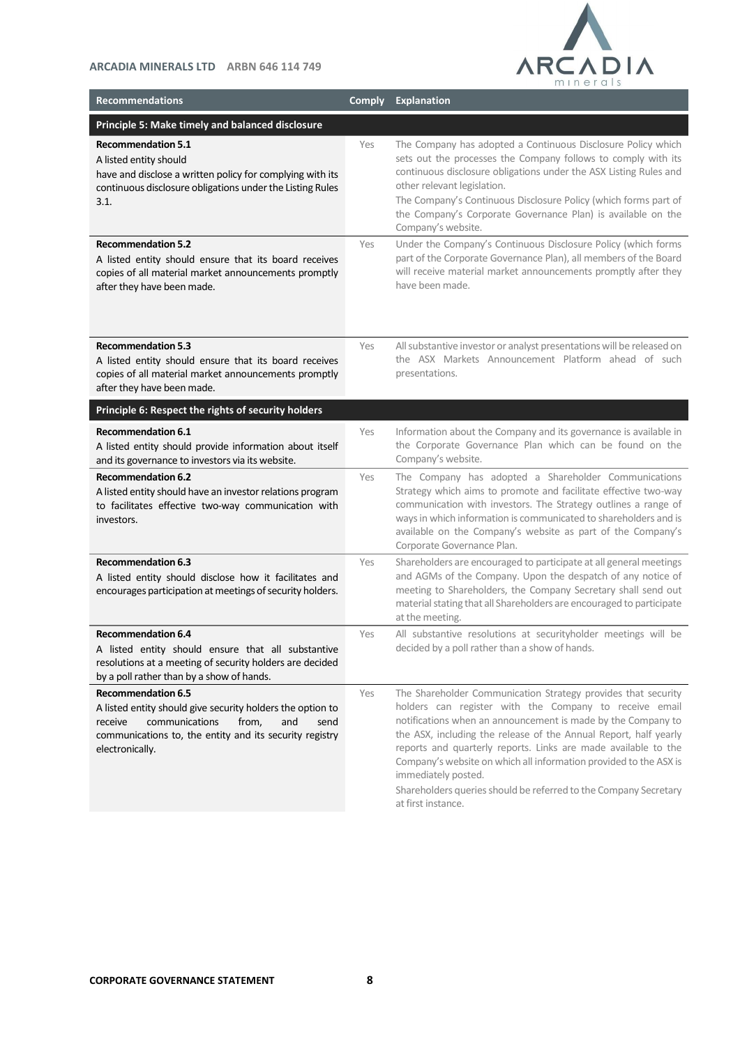| Recommendations | Comply | Explanation |
|---|---|---|
| **Principle 5: Make timely and balanced disclosure** | | |
| **Recommendation 5.1**<br>A listed entity should have and disclose a written policy for complying with its continuous disclosure obligations under the Listing Rules 3.1. | Yes | The Company has adopted a Continuous Disclosure Policy which sets out the processes the Company follows to comply with its continuous disclosure obligations under the ASX Listing Rules and other relevant legislation.<br>The Company's Continuous Disclosure Policy (which forms part of the Company's Corporate Governance Plan) is available on the Company's website. |
| **Recommendation 5.2**<br>A listed entity should ensure that its board receives copies of all material market announcements promptly after they have been made. | Yes | Under the Company's Continuous Disclosure Policy (which forms part of the Corporate Governance Plan), all members of the Board will receive material market announcements promptly after they have been made. |
| **Recommendation 5.3**<br>A listed entity should ensure that its board receives copies of all material market announcements promptly after they have been made. | Yes | All substantive investor or analyst presentations will be released on the ASX Markets Announcement Platform ahead of such presentations. |
| **Principle 6: Respect the rights of security holders** | | |
| **Recommendation 6.1**<br>A listed entity should provide information about itself and its governance to investors via its website. | Yes | Information about the Company and its governance is available in the Corporate Governance Plan which can be found on the Company's website. |
| **Recommendation 6.2**<br>A listed entity should have an investor relations program to facilitates effective two-way communication with investors. | Yes | The Company has adopted a Shareholder Communications Strategy which aims to promote and facilitate effective two-way communication with investors. The Strategy outlines a range of ways in which information is communicated to shareholders and is available on the Company's website as part of the Company's Corporate Governance Plan. |
| **Recommendation 6.3**<br>A listed entity should disclose how it facilitates and encourages participation at meetings of security holders. | Yes | Shareholders are encouraged to participate at all general meetings and AGMs of the Company. Upon the despatch of any notice of meeting to Shareholders, the Company Secretary shall send out material stating that all Shareholders are encouraged to participate at the meeting. |
| **Recommendation 6.4**<br>A listed entity should ensure that all substantive resolutions at a meeting of security holders are decided by a poll rather than by a show of hands. | Yes | All substantive resolutions at securityholder meetings will be decided by a poll rather than a show of hands. |
| **Recommendation 6.5**<br>A listed entity should give security holders the option to receive communications from, and send communications to, the entity and its security registry electronically. | Yes | The Shareholder Communication Strategy provides that security holders can register with the Company to receive email notifications when an announcement is made by the Company to the ASX, including the release of the Annual Report, half yearly reports and quarterly reports. Links are made available to the Company's website on which all information provided to the ASX is immediately posted.<br>Shareholders queries should be referred to the Company Secretary at first instance. |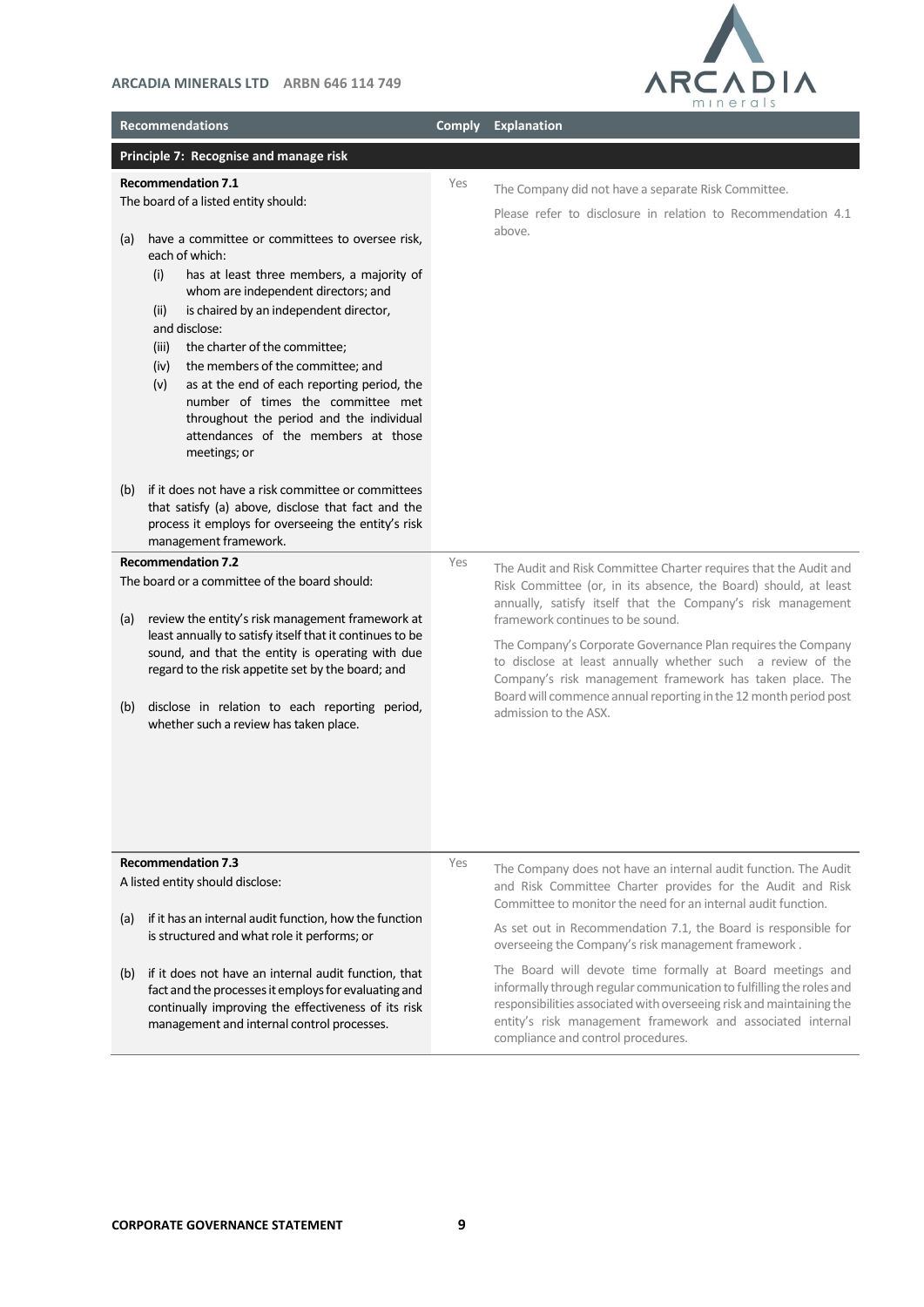| Recommendations | Comply | Explanation |
|---|---|---|
| **Principle 7: Recognise and manage risk** | | |
| **Recommendation 7.1**<br>The board of a listed entity should:<br>(a) have a committee or committees to oversee risk, each of which:<br>(i) has at least three members, a majority of whom are independent directors; and<br>(ii) is chaired by an independent director,<br>and disclose:<br>(iii) the charter of the committee;<br>(iv) the members of the committee; and<br>(v) as at the end of each reporting period, the number of times the committee met throughout the period and the individual attendances of the members at those meetings; or<br>(b) if it does not have a risk committee or committees that satisfy (a) above, disclose that fact and the process it employs for overseeing the entity's risk management framework. | Yes | The Company did not have a separate Risk Committee.<br>Please refer to disclosure in relation to Recommendation 4.1 above. |
| **Recommendation 7.2**<br>The board or a committee of the board should:<br>(a) review the entity's risk management framework at least annually to satisfy itself that it continues to be sound, and that the entity is operating with due regard to the risk appetite set by the board; and<br>(b) disclose in relation to each reporting period, whether such a review has taken place. | Yes | The Audit and Risk Committee Charter requires that the Audit and Risk Committee (or, in its absence, the Board) should, at least annually, satisfy itself that the Company's risk management framework continues to be sound.<br>The Company's Corporate Governance Plan requires the Company to disclose at least annually whether such a review of the Company's risk management framework has taken place. The Board will commence annual reporting in the 12 month period post admission to the ASX. |
| **Recommendation 7.3**<br>A listed entity should disclose:<br>(a) if it has an internal audit function, how the function is structured and what role it performs; or<br>(b) if it does not have an internal audit function, that fact and the processes it employs for evaluating and continually improving the effectiveness of its risk management and internal control processes. | Yes | The Company does not have an internal audit function. The Audit and Risk Committee Charter provides for the Audit and Risk Committee to monitor the need for an internal audit function.<br>As set out in Recommendation 7.1, the Board is responsible for overseeing the Company's risk management framework .<br>The Board will devote time formally at Board meetings and informally through regular communication to fulfilling the roles and responsibilities associated with overseeing risk and maintaining the entity's risk management framework and associated internal compliance and control procedures. |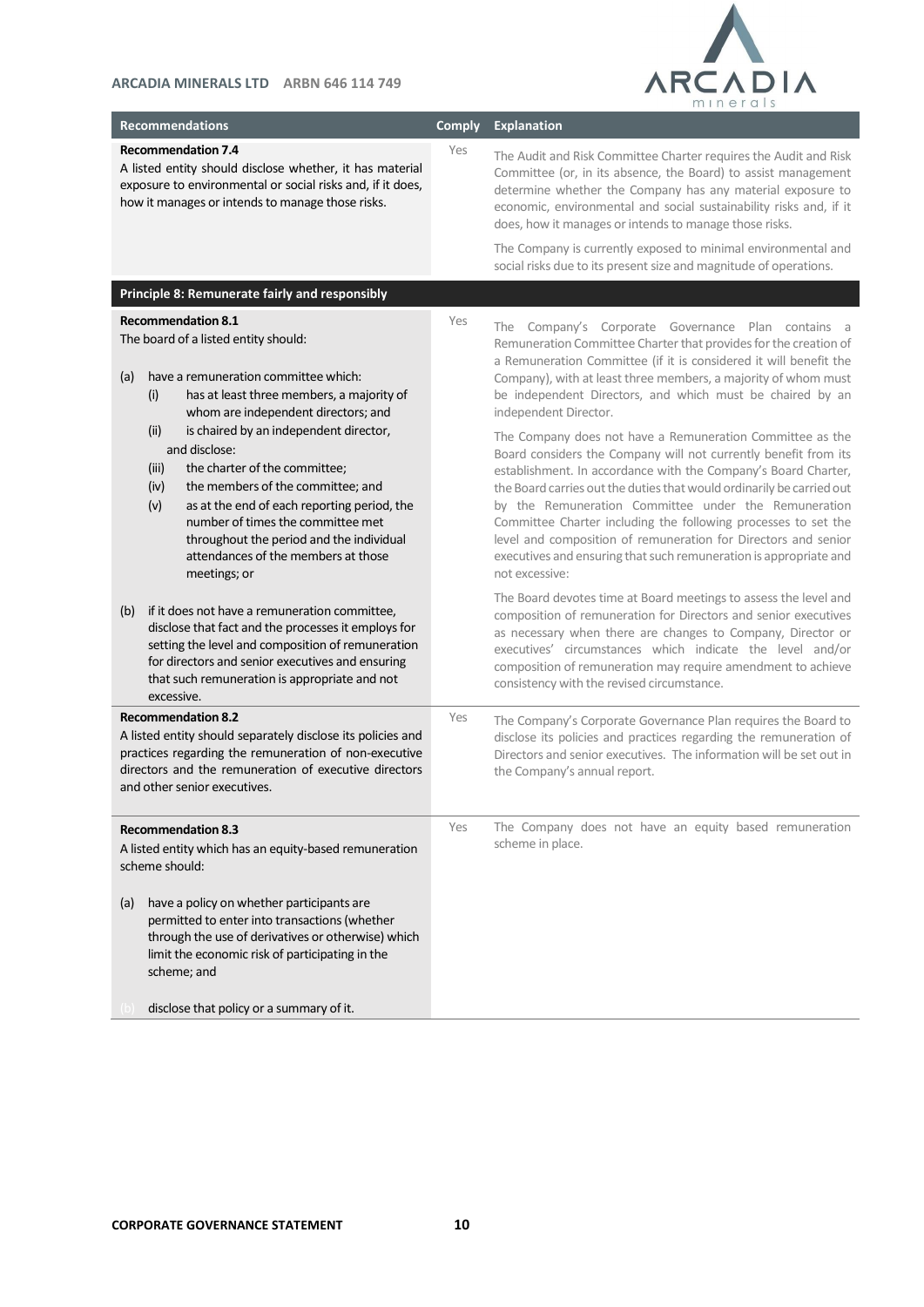| Recommendations | Comply | Explanation |
|---|---|---|
| **Recommendation 7.4**<br>A listed entity should disclose whether, it has material exposure to environmental or social risks and, if it does, how it manages or intends to manage those risks. | Yes | The Audit and Risk Committee Charter requires the Audit and Risk Committee (or, in its absence, the Board) to assist management determine whether the Company has any material exposure to economic, environmental and social sustainability risks and, if it does, how it manages or intends to manage those risks.<br><br>The Company is currently exposed to minimal environmental and social risks due to its present size and magnitude of operations. |
| **Principle 8: Remunerate fairly and responsibly** | | |
| **Recommendation 8.1**<br>The board of a listed entity should:<br><br>(a) have a remuneration committee which:<br>(i) has at least three members, a majority of whom are independent directors; and<br>(ii) is chaired by an independent director,<br>and disclose:<br>(iii) the charter of the committee;<br>(iv) the members of the committee; and<br>(v) as at the end of each reporting period, the number of times the committee met throughout the period and the individual attendances of the members at those meetings; or<br><br>(b) if it does not have a remuneration committee, disclose that fact and the processes it employs for setting the level and composition of remuneration for directors and senior executives and ensuring that such remuneration is appropriate and not excessive. | Yes | The Company's Corporate Governance Plan contains a Remuneration Committee Charter that provides for the creation of a Remuneration Committee (if it is considered it will benefit the Company), with at least three members, a majority of whom must be independent Directors, and which must be chaired by an independent Director.<br><br>The Company does not have a Remuneration Committee as the Board considers the Company will not currently benefit from its establishment. In accordance with the Company's Board Charter, the Board carries out the duties that would ordinarily be carried out by the Remuneration Committee under the Remuneration Committee Charter including the following processes to set the level and composition of remuneration for Directors and senior executives and ensuring that such remuneration is appropriate and not excessive:<br><br>The Board devotes time at Board meetings to assess the level and composition of remuneration for Directors and senior executives as necessary when there are changes to Company, Director or executives' circumstances which indicate the level and/or composition of remuneration may require amendment to achieve consistency with the revised circumstance. |
| **Recommendation 8.2**<br>A listed entity should separately disclose its policies and practices regarding the remuneration of non-executive directors and the remuneration of executive directors and other senior executives. | Yes | The Company's Corporate Governance Plan requires the Board to disclose its policies and practices regarding the remuneration of Directors and senior executives. The information will be set out in the Company's annual report. |
| **Recommendation 8.3**<br>A listed entity which has an equity-based remuneration scheme should:<br><br>(a) have a policy on whether participants are permitted to enter into transactions (whether through the use of derivatives or otherwise) which limit the economic risk of participating in the scheme; and<br><br>(b) disclose that policy or a summary of it. | Yes | The Company does not have an equity based remuneration scheme in place. |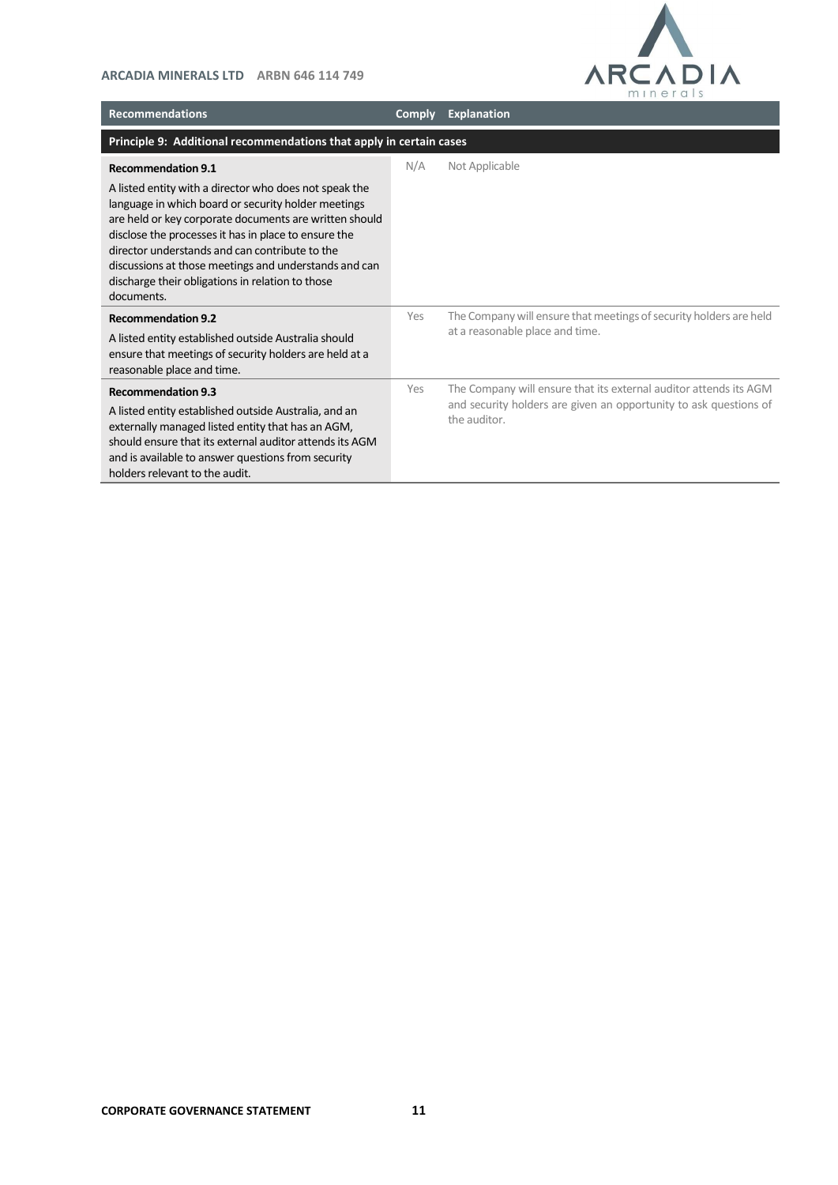| Recommendations | Comply | Explanation |
| --- | --- | --- |
| **Principle 9: Additional recommendations that apply in certain cases** | | |
| **Recommendation 9.1**<br>A listed entity with a director who does not speak the language in which board or security holder meetings are held or key corporate documents are written should disclose the processes it has in place to ensure the director understands and can contribute to the discussions at those meetings and understands and can discharge their obligations in relation to those documents. | N/A | Not Applicable |
| **Recommendation 9.2**<br>A listed entity established outside Australia should ensure that meetings of security holders are held at a reasonable place and time. | Yes | The Company will ensure that meetings of security holders are held at a reasonable place and time. |
| **Recommendation 9.3**<br>A listed entity established outside Australia, and an externally managed listed entity that has an AGM, should ensure that its external auditor attends its AGM and is available to answer questions from security holders relevant to the audit. | Yes | The Company will ensure that its external auditor attends its AGM and security holders are given an opportunity to ask questions of the auditor. |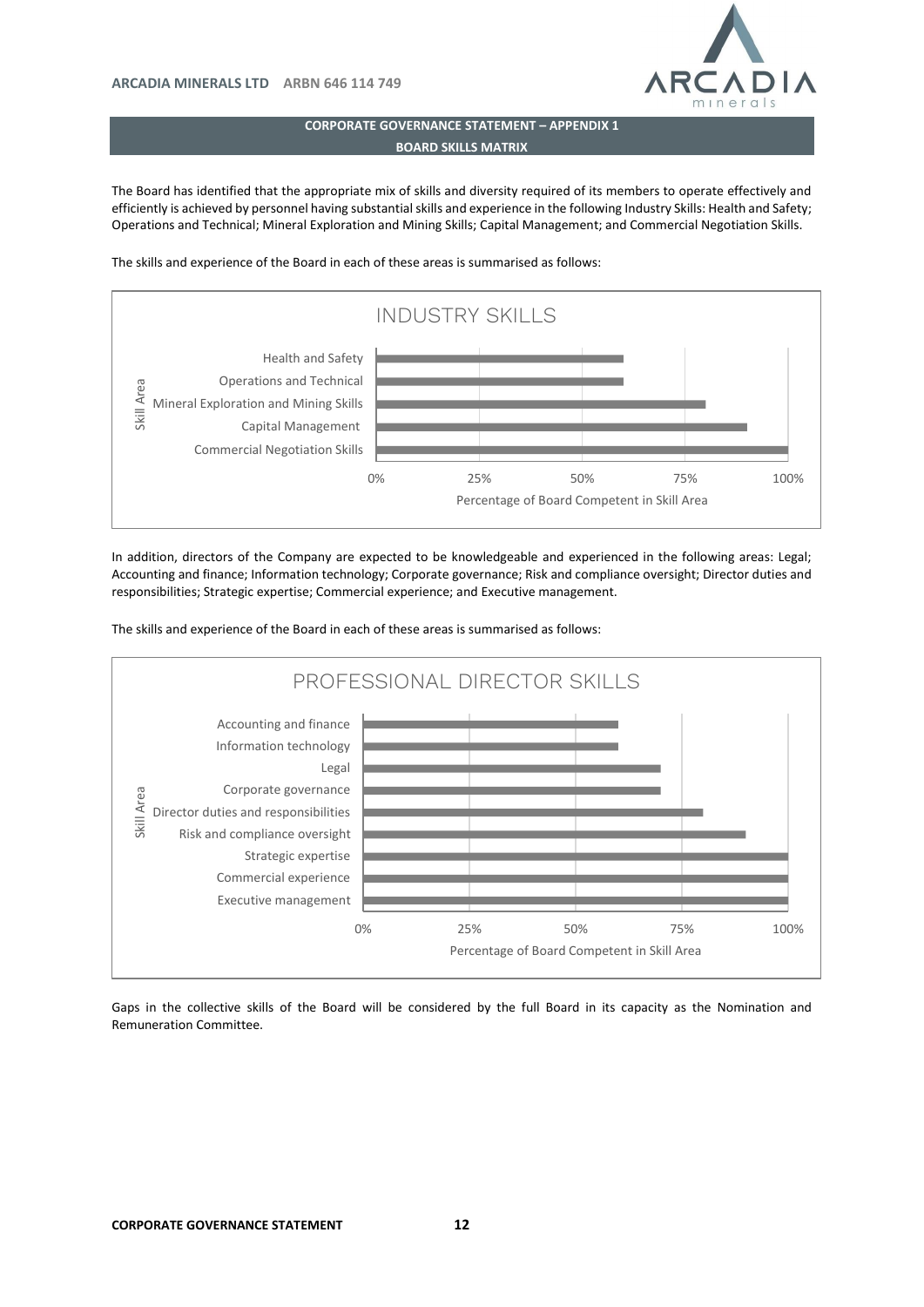## CORPORATE GOVERNANCE STATEMENT – APPENDIX 1

### BOARD SKILLS MATRIX

The Board has identified that the appropriate mix of skills and diversity required of its members to operate effectively and efficiently is achieved by personnel having substantial skills and experience in the following Industry Skills: Health and Safety; Operations and Technical; Mineral Exploration and Mining Skills; Capital Management; and Commercial Negotiation Skills.

The skills and experience of the Board in each of these areas is summarised as follows:

INDUSTRY SKILLS

Skill Area

Health and Safety

Operations and Technical

Mineral Exploration and Mining Skills

Capital Management

Commercial Negotiation Skills

0% 25% 50% 75% 100%

Percentage of Board Competent in Skill Area

In addition, directors of the Company are expected to be knowledgeable and experienced in the following areas: Legal; Accounting and finance; Information technology; Corporate governance; Risk and compliance oversight; Director duties and responsibilities; Strategic expertise; Commercial experience; and Executive management.

The skills and experience of the Board in each of these areas is summarised as follows:

PROFESSIONAL DIRECTOR SKILLS

Skill Area

Accounting and finance

Information technology

Legal

Corporate governance

Director duties and responsibilities

Risk and compliance oversight

Strategic expertise

Commercial experience

Executive management

0% 25% 50% 75% 100%

Percentage of Board Competent in Skill Area

Gaps in the collective skills of the Board will be considered by the full Board in its capacity as the Nomination and Remuneration Committee.